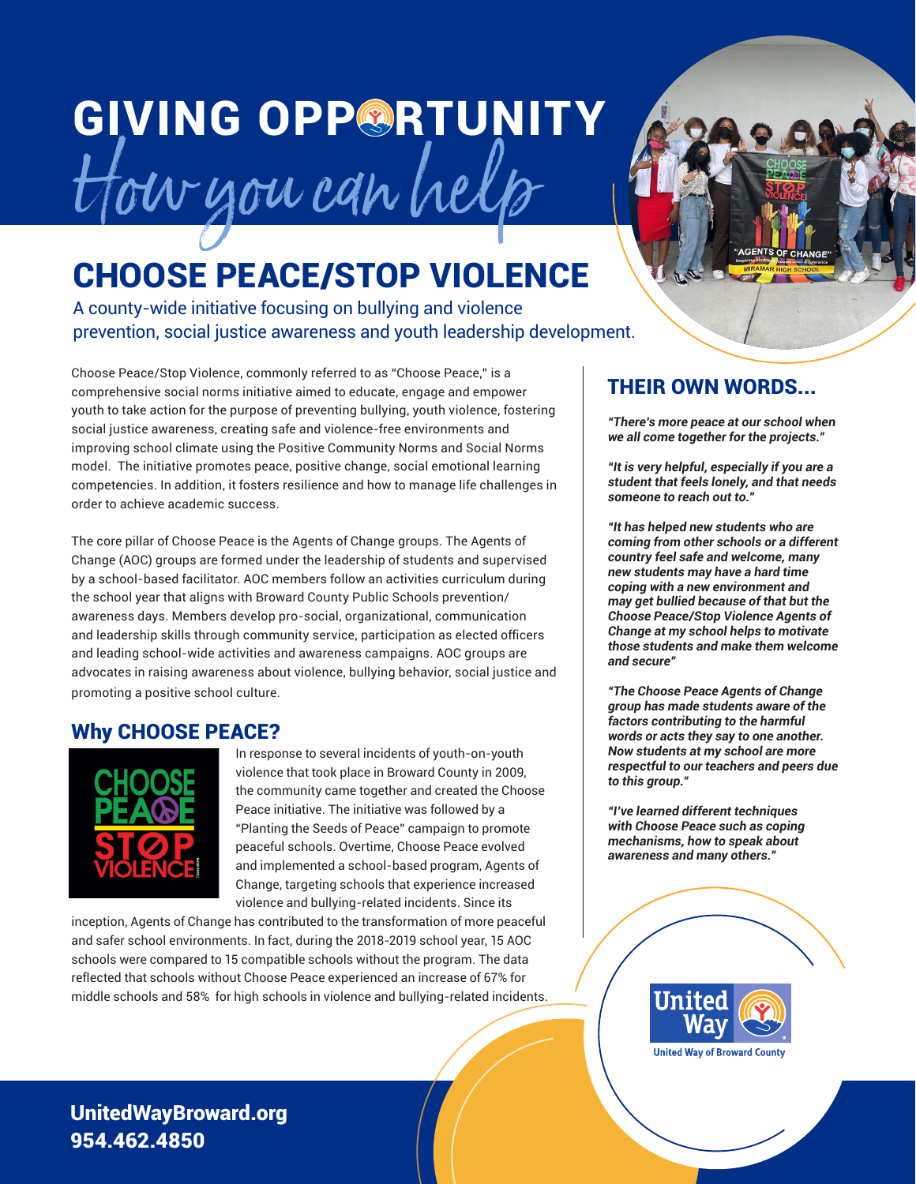# GIVING OPPORTUNITY

*How you can help*

## CHOOSE PEACE/STOP VIOLENCE

A county-wide initiative focusing on bullying and violence prevention, social justice awareness and youth leadership development.

Choose Peace/Stop Violence, commonly referred to as "Choose Peace," is a comprehensive social norms initiative aimed to educate, engage and empower youth to take action for the purpose of preventing bullying, youth violence, fostering social justice awareness, creating safe and violence-free environments and improving school climate using the Positive Community Norms and Social Norms model. The initiative promotes peace, positive change, social emotional learning competencies. In addition, it fosters resilience and how to manage life challenges in order to achieve academic success.

The core pillar of Choose Peace is the Agents of Change groups. The Agents of Change (AOC) groups are formed under the leadership of students and supervised by a school-based facilitator. AOC members follow an activities curriculum during the school year that aligns with Broward County Public Schools prevention/awareness days. Members develop pro-social, organizational, communication and leadership skills through community service, participation as elected officers and leading school-wide activities and awareness campaigns. AOC groups are advocates in raising awareness about violence, bullying behavior, social justice and promoting a positive school culture.

### Why CHOOSE PEACE?

In response to several incidents of youth-on-youth violence that took place in Broward County in 2009, the community came together and created the Choose Peace initiative. The initiative was followed by a "Planting the Seeds of Peace" campaign to promote peaceful schools. Overtime, Choose Peace evolved and implemented a school-based program, Agents of Change, targeting schools that experience increased violence and bullying-related incidents. Since its inception, Agents of Change has contributed to the transformation of more peaceful and safer school environments. In fact, during the 2018-2019 school year, 15 AOC schools were compared to 15 compatible schools without the program. The data reflected that schools without Choose Peace experienced an increase of 67% for middle schools and 58% for high schools in violence and bullying-related incidents.

### THEIR OWN WORDS...

***"There's more peace at our school when we all come together for the projects."***

***"It is very helpful, especially if you are a student that feels lonely, and that needs someone to reach out to."***

***"It has helped new students who are coming from other schools or a different country feel safe and welcome, many new students may have a hard time coping with a new environment and may get bullied because of that but the Choose Peace/Stop Violence Agents of Change at my school helps to motivate those students and make them welcome and secure"***

***"The Choose Peace Agents of Change group has made students aware of the factors contributing to the harmful words or acts they say to one another. Now students at my school are more respectful to our teachers and peers due to this group."***

***"I've learned different techniques with Choose Peace such as coping mechanisms, how to speak about awareness and many others."***

United Way of Broward County

**UnitedWayBroward.org**
**954.462.4850**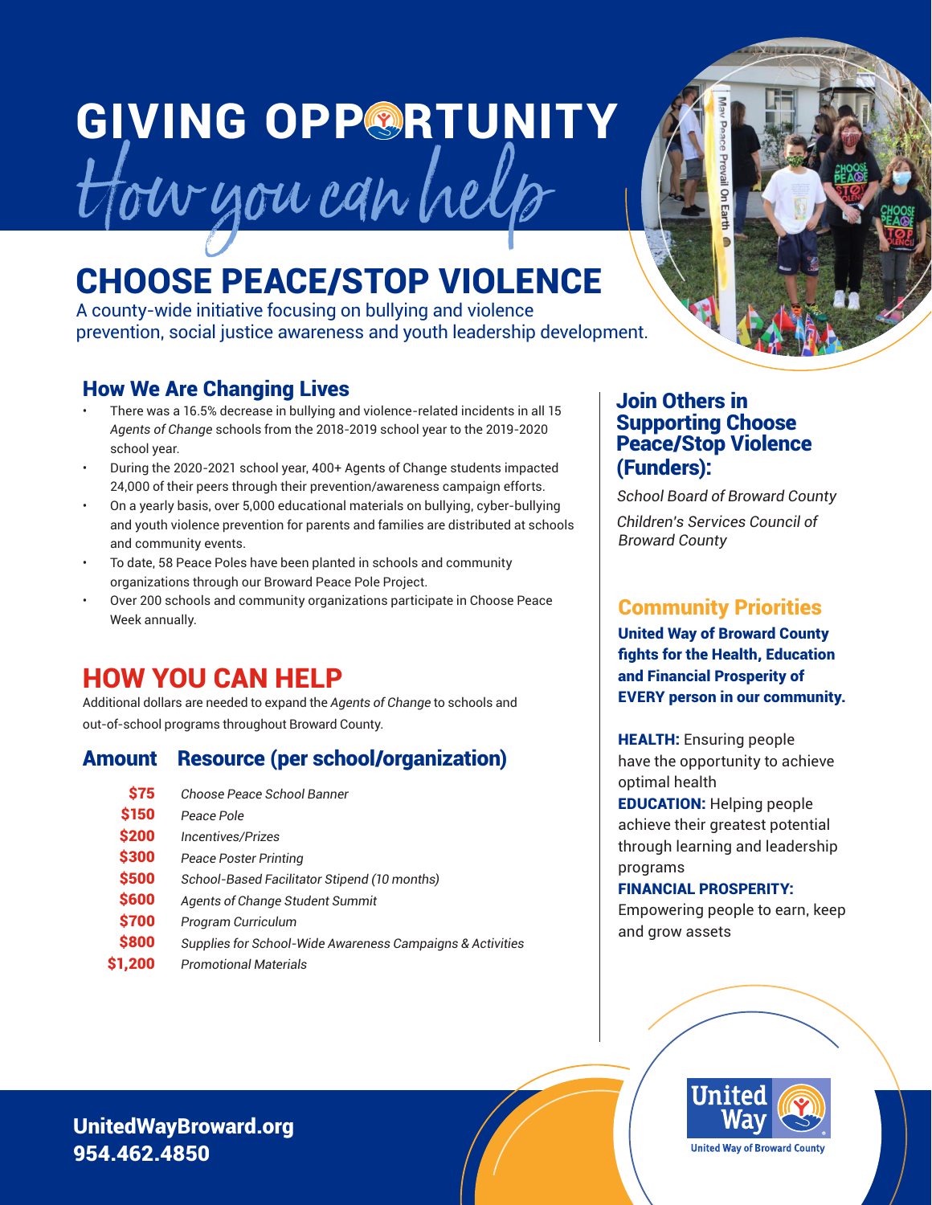# GIVING OPPORTUNITY

## How you can help

# CHOOSE PEACE/STOP VIOLENCE

A county-wide initiative focusing on bullying and violence prevention, social justice awareness and youth leadership development.

### How We Are Changing Lives

- There was a 16.5% decrease in bullying and violence-related incidents in all 15 *Agents of Change* schools from the 2018-2019 school year to the 2019-2020 school year.
- During the 2020-2021 school year, 400+ Agents of Change students impacted 24,000 of their peers through their prevention/awareness campaign efforts.
- On a yearly basis, over 5,000 educational materials on bullying, cyber-bullying and youth violence prevention for parents and families are distributed at schools and community events.
- To date, 58 Peace Poles have been planted in schools and community organizations through our Broward Peace Pole Project.
- Over 200 schools and community organizations participate in Choose Peace Week annually.

## HOW YOU CAN HELP

Additional dollars are needed to expand the *Agents of Change* to schools and out-of-school programs throughout Broward County.

| Amount | Resource (per school/organization) |
|---|---|
| $75 | *Choose Peace School Banner* |
| $150 | *Peace Pole* |
| $200 | *Incentives/Prizes* |
| $300 | *Peace Poster Printing* |
| $500 | *School-Based Facilitator Stipend (10 months)* |
| $600 | *Agents of Change Student Summit* |
| $700 | *Program Curriculum* |
| $800 | *Supplies for School-Wide Awareness Campaigns & Activities* |
| $1,200 | *Promotional Materials* |

### Join Others in Supporting Choose Peace/Stop Violence (Funders):

*School Board of Broward County*

*Children's Services Council of Broward County*

### Community Priorities

**United Way of Broward County fights for the Health, Education and Financial Prosperity of EVERY person in our community.**

**HEALTH:** Ensuring people have the opportunity to achieve optimal health

**EDUCATION:** Helping people achieve their greatest potential through learning and leadership programs

**FINANCIAL PROSPERITY:** Empowering people to earn, keep and grow assets

United Way of Broward County

**UnitedWayBroward.org**
**954.462.4850**